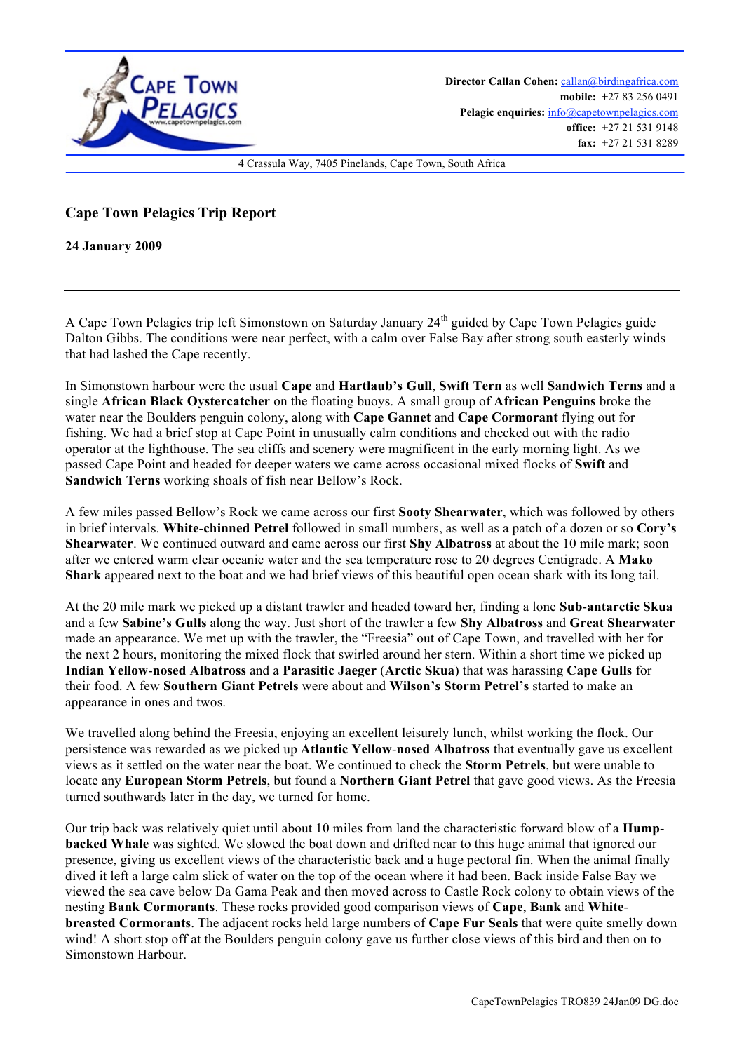**Director Callan Cohen:** callan@birdingafrica.com
**mobile:** +27 83 256 0491
**Pelagic enquiries:** info@capetownpelagics.com
**office:** +27 21 531 9148
**fax:** +27 21 531 8289

4 Crassula Way, 7405 Pinelands, Cape Town, South Africa

## Cape Town Pelagics Trip Report

**24 January 2009**

---

A Cape Town Pelagics trip left Simonstown on Saturday January 24th guided by Cape Town Pelagics guide Dalton Gibbs. The conditions were near perfect, with a calm over False Bay after strong south easterly winds that had lashed the Cape recently.

In Simonstown harbour were the usual **Cape** and **Hartlaub's Gull**, **Swift Tern** as well **Sandwich Terns** and a single **African Black Oystercatcher** on the floating buoys. A small group of **African Penguins** broke the water near the Boulders penguin colony, along with **Cape Gannet** and **Cape Cormorant** flying out for fishing. We had a brief stop at Cape Point in unusually calm conditions and checked out with the radio operator at the lighthouse. The sea cliffs and scenery were magnificent in the early morning light. As we passed Cape Point and headed for deeper waters we came across occasional mixed flocks of **Swift** and **Sandwich Terns** working shoals of fish near Bellow's Rock.

A few miles passed Bellow's Rock we came across our first **Sooty Shearwater**, which was followed by others in brief intervals. **White-chinned Petrel** followed in small numbers, as well as a patch of a dozen or so **Cory's Shearwater**. We continued outward and came across our first **Shy Albatross** at about the 10 mile mark; soon after we entered warm clear oceanic water and the sea temperature rose to 20 degrees Centigrade. A **Mako Shark** appeared next to the boat and we had brief views of this beautiful open ocean shark with its long tail.

At the 20 mile mark we picked up a distant trawler and headed toward her, finding a lone **Sub-antarctic Skua** and a few **Sabine's Gulls** along the way. Just short of the trawler a few **Shy Albatross** and **Great Shearwater** made an appearance. We met up with the trawler, the "Freesia" out of Cape Town, and travelled with her for the next 2 hours, monitoring the mixed flock that swirled around her stern. Within a short time we picked up **Indian Yellow-nosed Albatross** and a **Parasitic Jaeger** (**Arctic Skua**) that was harassing **Cape Gulls** for their food. A few **Southern Giant Petrels** were about and **Wilson's Storm Petrel's** started to make an appearance in ones and twos.

We travelled along behind the Freesia, enjoying an excellent leisurely lunch, whilst working the flock. Our persistence was rewarded as we picked up **Atlantic Yellow-nosed Albatross** that eventually gave us excellent views as it settled on the water near the boat. We continued to check the **Storm Petrels**, but were unable to locate any **European Storm Petrels**, but found a **Northern Giant Petrel** that gave good views. As the Freesia turned southwards later in the day, we turned for home.

Our trip back was relatively quiet until about 10 miles from land the characteristic forward blow of a **Hump-backed Whale** was sighted. We slowed the boat down and drifted near to this huge animal that ignored our presence, giving us excellent views of the characteristic back and a huge pectoral fin. When the animal finally dived it left a large calm slick of water on the top of the ocean where it had been. Back inside False Bay we viewed the sea cave below Da Gama Peak and then moved across to Castle Rock colony to obtain views of the nesting **Bank Cormorants**. These rocks provided good comparison views of **Cape**, **Bank** and **White-breasted Cormorants**. The adjacent rocks held large numbers of **Cape Fur Seals** that were quite smelly down wind! A short stop off at the Boulders penguin colony gave us further close views of this bird and then on to Simonstown Harbour.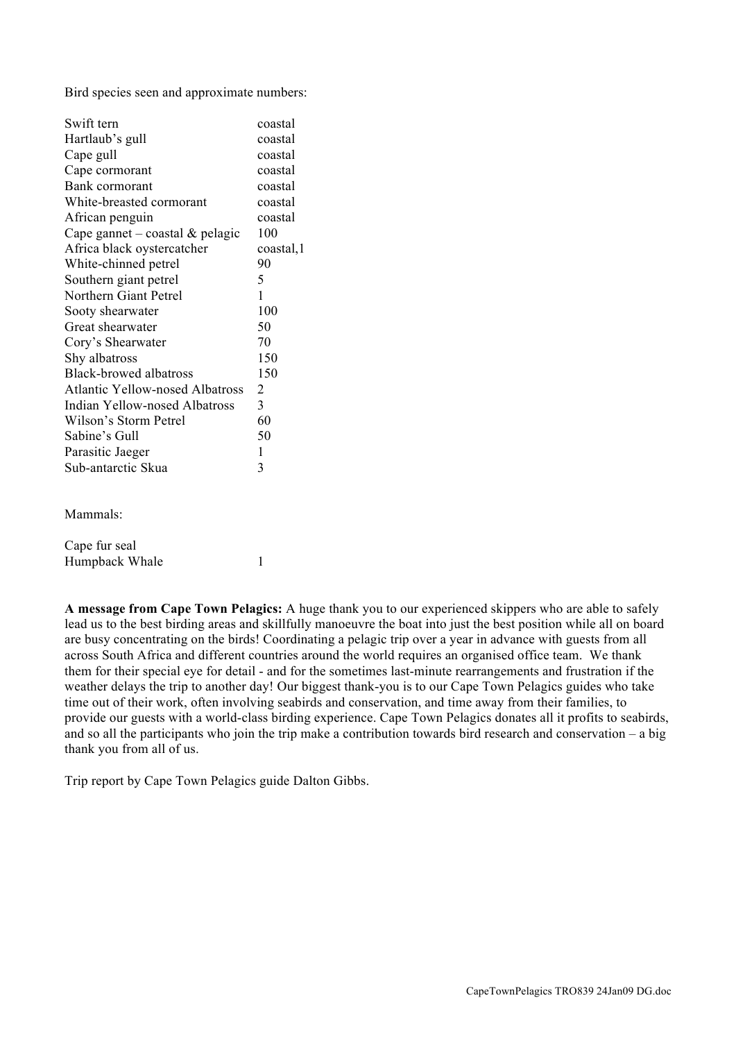Bird species seen and approximate numbers:

| | |
|---|---|
| Swift tern | coastal |
| Hartlaub's gull | coastal |
| Cape gull | coastal |
| Cape cormorant | coastal |
| Bank cormorant | coastal |
| White-breasted cormorant | coastal |
| African penguin | coastal |
| Cape gannet – coastal & pelagic | 100 |
| Africa black oystercatcher | coastal,1 |
| White-chinned petrel | 90 |
| Southern giant petrel | 5 |
| Northern Giant Petrel | 1 |
| Sooty shearwater | 100 |
| Great shearwater | 50 |
| Cory's Shearwater | 70 |
| Shy albatross | 150 |
| Black-browed albatross | 150 |
| Atlantic Yellow-nosed Albatross | 2 |
| Indian Yellow-nosed Albatross | 3 |
| Wilson's Storm Petrel | 60 |
| Sabine's Gull | 50 |
| Parasitic Jaeger | 1 |
| Sub-antarctic Skua | 3 |

Mammals:

| | |
|---|---|
| Cape fur seal | |
| Humpback Whale | 1 |

**A message from Cape Town Pelagics:** A huge thank you to our experienced skippers who are able to safely lead us to the best birding areas and skillfully manoeuvre the boat into just the best position while all on board are busy concentrating on the birds! Coordinating a pelagic trip over a year in advance with guests from all across South Africa and different countries around the world requires an organised office team. We thank them for their special eye for detail - and for the sometimes last-minute rearrangements and frustration if the weather delays the trip to another day! Our biggest thank-you is to our Cape Town Pelagics guides who take time out of their work, often involving seabirds and conservation, and time away from their families, to provide our guests with a world-class birding experience. Cape Town Pelagics donates all it profits to seabirds, and so all the participants who join the trip make a contribution towards bird research and conservation – a big thank you from all of us.

Trip report by Cape Town Pelagics guide Dalton Gibbs.